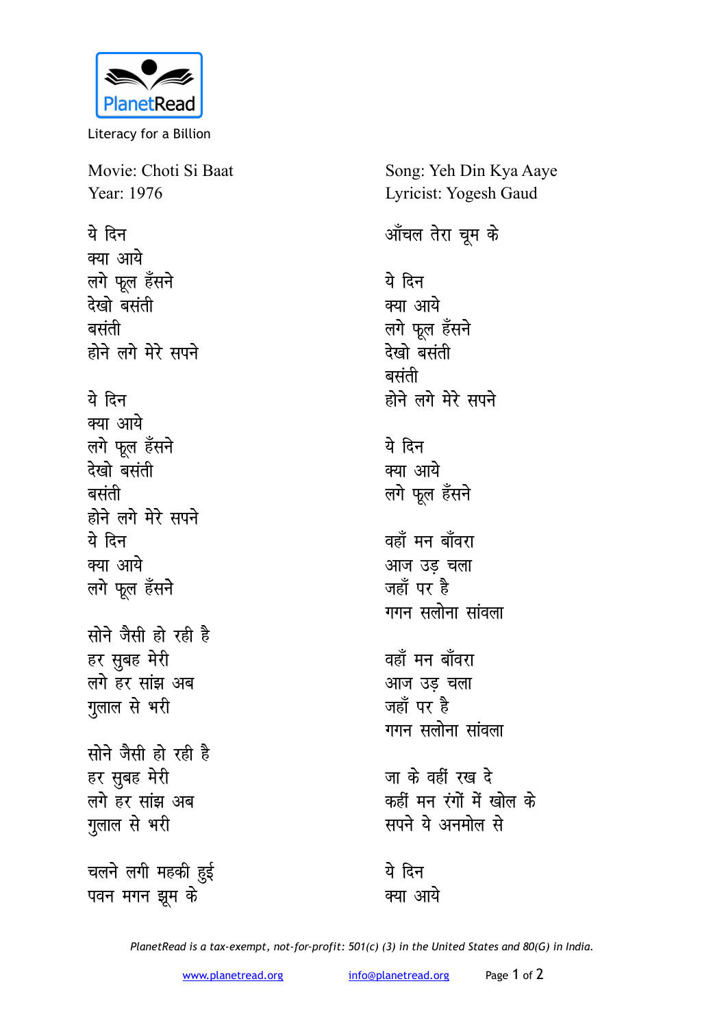PlanetRead

Literacy for a Billion

Movie: Choti Si Baat

Year: 1976

Song: Yeh Din Kya Aaye

Lyricist: Yogesh Gaud

ये दिन
क्या आये
लगे फूल हँसने
देखो बसंती
बसंती
होने लगे मेरे सपने

ये दिन
क्या आये
लगे फूल हँसने
देखो बसंती
बसंती
होने लगे मेरे सपने
ये दिन
क्या आये
लगे फूल हँसने

सोने जैसी हो रही है
हर सुबह मेरी
लगे हर सांझ अब
गुलाल से भरी

सोने जैसी हो रही है
हर सुबह मेरी
लगे हर सांझ अब
गुलाल से भरी

चलने लगी महकी हुई
पवन मगन झूम के
आँचल तेरा चूम के

ये दिन
क्या आये
लगे फूल हँसने
देखो बसंती
बसंती
होने लगे मेरे सपने

ये दिन
क्या आये
लगे फूल हँसने

वहाँ मन बाँवरा
आज उड़ चला
जहाँ पर है
गगन सलोना सांवला

वहाँ मन बाँवरा
आज उड़ चला
जहाँ पर है
गगन सलोना सांवला

जा के वहीं रख दे
कहीं मन रंगों में खोल के
सपने ये अनमोल से

ये दिन
क्या आये

PlanetRead is a tax-exempt, not-for-profit: 501(c) (3) in the United States and 80(G) in India.

www.planetread.org info@planetread.org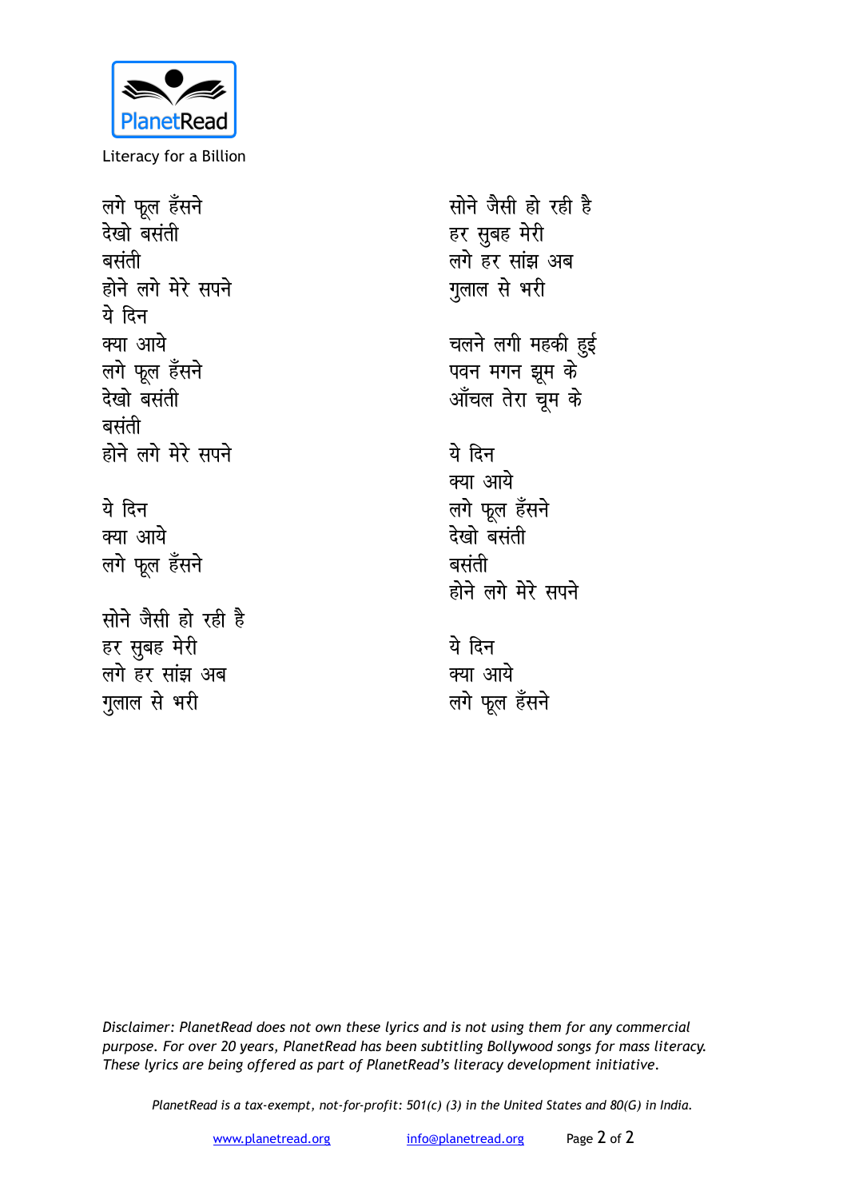PlanetRead

Literacy for a Billion

लगे फूल हँसने  
देखो बसंती  
बसंती  
होने लगे मेरे सपने  
ये दिन  
क्या आये  
लगे फूल हँसने  
देखो बसंती  
बसंती  
होने लगे मेरे सपने

ये दिन  
क्या आये  
लगे फूल हँसने

सोने जैसी हो रही है  
हर सुबह मेरी  
लगे हर सांझ अब  
गुलाल से भरी

सोने जैसी हो रही है  
हर सुबह मेरी  
लगे हर सांझ अब  
गुलाल से भरी

चलने लगी महकी हुई  
पवन मगन झूम के  
आँचल तेरा चूम के

ये दिन  
क्या आये  
लगे फूल हँसने  
देखो बसंती  
बसंती  
होने लगे मेरे सपने

ये दिन  
क्या आये  
लगे फूल हँसने

*Disclaimer: PlanetRead does not own these lyrics and is not using them for any commercial purpose. For over 20 years, PlanetRead has been subtitling Bollywood songs for mass literacy. These lyrics are being offered as part of PlanetRead's literacy development initiative.*

*PlanetRead is a tax-exempt, not-for-profit: 501(c) (3) in the United States and 80(G) in India.*

www.planetread.org info@planetread.org